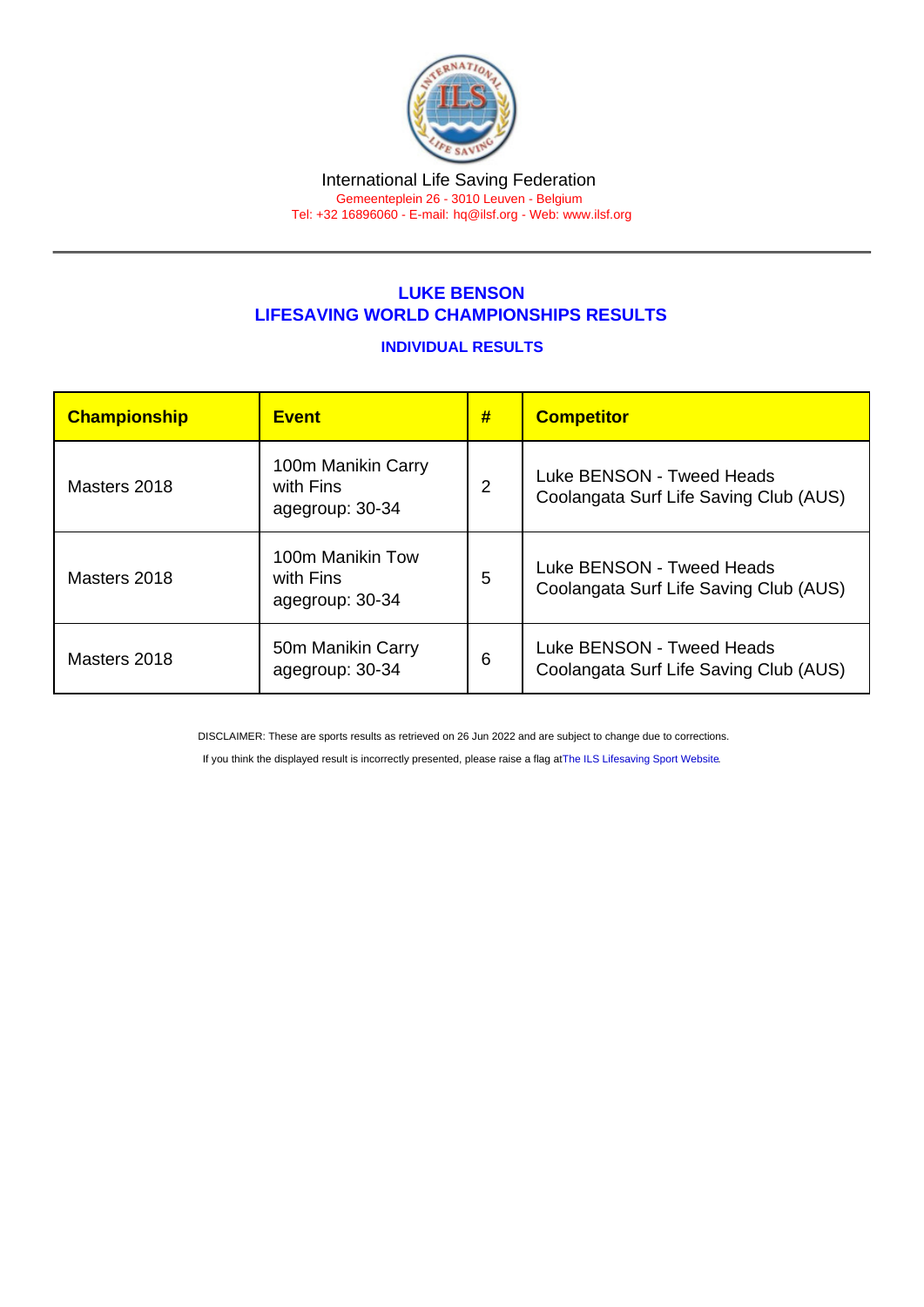International Life Saving Federation
Gemeenteplein 26 - 3010 Leuven - Belgium
Tel: +32 16896060 - E-mail: hq@ilsf.org - Web: www.ilsf.org

## LUKE BENSON
## LIFESAVING WORLD CHAMPIONSHIPS RESULTS

### INDIVIDUAL RESULTS

| Championship | Event | # | Competitor |
|---|---|---|---|
| Masters 2018 | 100m Manikin Carry with Fins agegroup: 30-34 | 2 | Luke BENSON - Tweed Heads Coolangata Surf Life Saving Club (AUS) |
| Masters 2018 | 100m Manikin Tow with Fins agegroup: 30-34 | 5 | Luke BENSON - Tweed Heads Coolangata Surf Life Saving Club (AUS) |
| Masters 2018 | 50m Manikin Carry agegroup: 30-34 | 6 | Luke BENSON - Tweed Heads Coolangata Surf Life Saving Club (AUS) |

DISCLAIMER: These are sports results as retrieved on 26 Jun 2022 and are subject to change due to corrections.

If you think the displayed result is incorrectly presented, please raise a flag at The ILS Lifesaving Sport Website.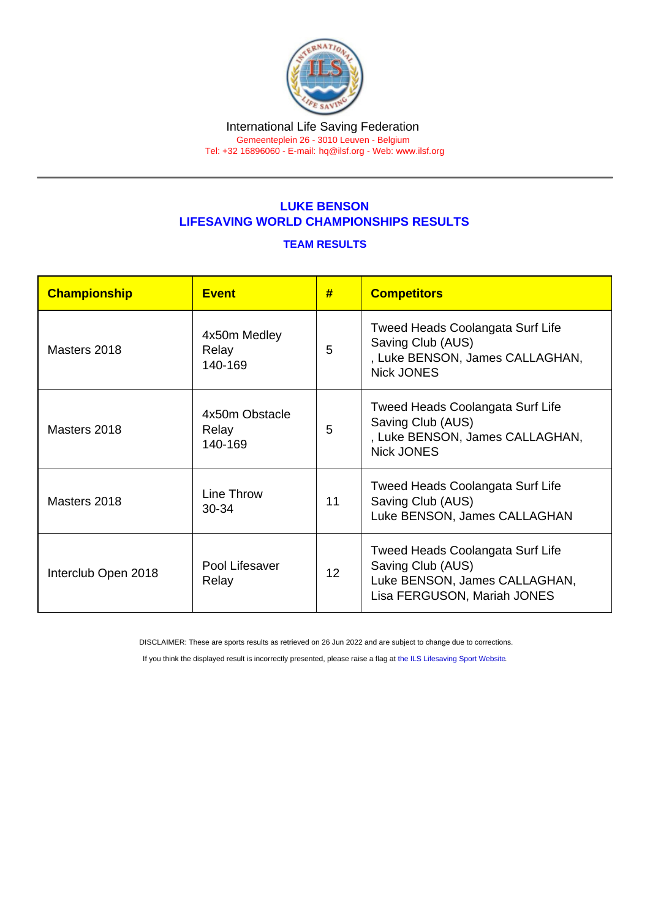International Life Saving Federation
Gemeenteplein 26 - 3010 Leuven - Belgium
Tel: +32 16896060 - E-mail: hq@ilsf.org - Web: www.ilsf.org

## LUKE BENSON
## LIFESAVING WORLD CHAMPIONSHIPS RESULTS

### TEAM RESULTS

| Championship | Event | # | Competitors |
|---|---|---|---|
| Masters 2018 | 4x50m Medley Relay 140-169 | 5 | Tweed Heads Coolangata Surf Life Saving Club (AUS) , Luke BENSON, James CALLAGHAN, Nick JONES |
| Masters 2018 | 4x50m Obstacle Relay 140-169 | 5 | Tweed Heads Coolangata Surf Life Saving Club (AUS) , Luke BENSON, James CALLAGHAN, Nick JONES |
| Masters 2018 | Line Throw 30-34 | 11 | Tweed Heads Coolangata Surf Life Saving Club (AUS) Luke BENSON, James CALLAGHAN |
| Interclub Open 2018 | Pool Lifesaver Relay | 12 | Tweed Heads Coolangata Surf Life Saving Club (AUS) Luke BENSON, James CALLAGHAN, Lisa FERGUSON, Mariah JONES |

DISCLAIMER: These are sports results as retrieved on 26 Jun 2022 and are subject to change due to corrections.

If you think the displayed result is incorrectly presented, please raise a flag at the ILS Lifesaving Sport Website.